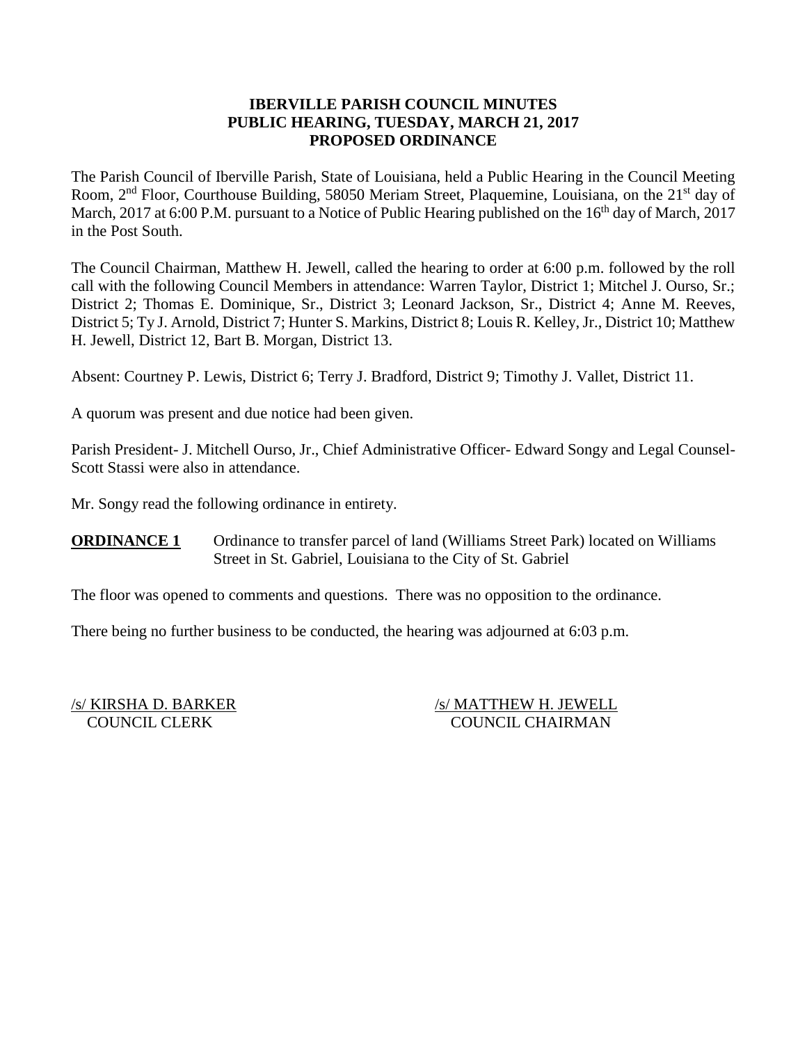# IBERVILLE PARISH COUNCIL MINUTES
## PUBLIC HEARING, TUESDAY, MARCH 21, 2017
## PROPOSED ORDINANCE

The Parish Council of Iberville Parish, State of Louisiana, held a Public Hearing in the Council Meeting Room, 2nd Floor, Courthouse Building, 58050 Meriam Street, Plaquemine, Louisiana, on the 21st day of March, 2017 at 6:00 P.M. pursuant to a Notice of Public Hearing published on the 16th day of March, 2017 in the Post South.

The Council Chairman, Matthew H. Jewell, called the hearing to order at 6:00 p.m. followed by the roll call with the following Council Members in attendance: Warren Taylor, District 1; Mitchel J. Ourso, Sr.; District 2; Thomas E. Dominique, Sr., District 3; Leonard Jackson, Sr., District 4; Anne M. Reeves, District 5; Ty J. Arnold, District 7; Hunter S. Markins, District 8; Louis R. Kelley, Jr., District 10; Matthew H. Jewell, District 12, Bart B. Morgan, District 13.

Absent: Courtney P. Lewis, District 6; Terry J. Bradford, District 9; Timothy J. Vallet, District 11.

A quorum was present and due notice had been given.

Parish President- J. Mitchell Ourso, Jr., Chief Administrative Officer- Edward Songy and Legal Counsel- Scott Stassi were also in attendance.

Mr. Songy read the following ordinance in entirety.

**ORDINANCE 1** Ordinance to transfer parcel of land (Williams Street Park) located on Williams Street in St. Gabriel, Louisiana to the City of St. Gabriel

The floor was opened to comments and questions. There was no opposition to the ordinance.

There being no further business to be conducted, the hearing was adjourned at 6:03 p.m.

/s/ KIRSHA D. BARKER
COUNCIL CLERK

/s/ MATTHEW H. JEWELL
COUNCIL CHAIRMAN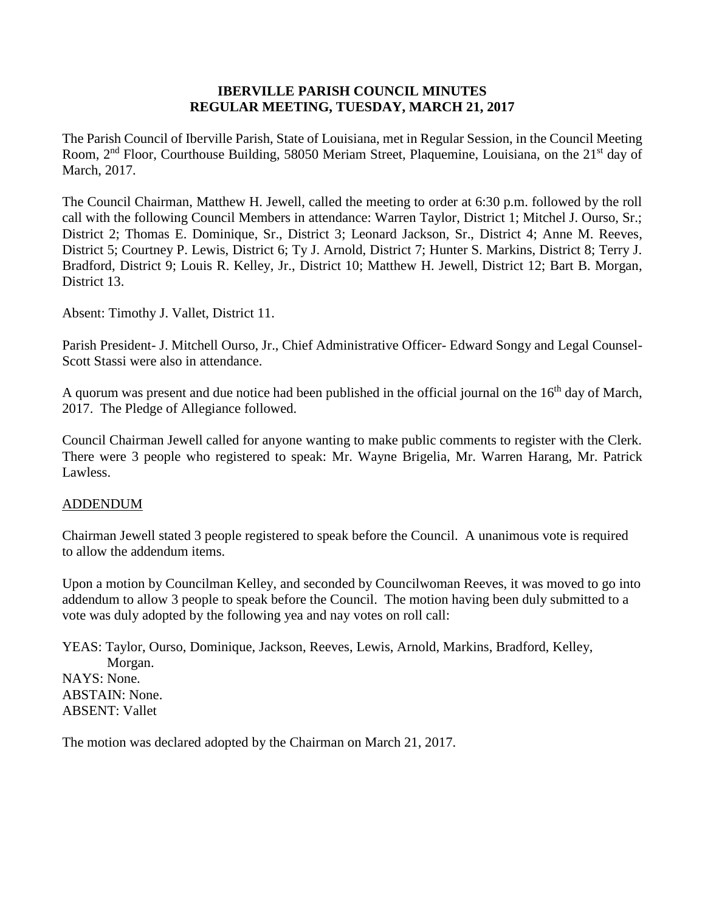**IBERVILLE PARISH COUNCIL MINUTES**
**REGULAR MEETING, TUESDAY, MARCH 21, 2017**

The Parish Council of Iberville Parish, State of Louisiana, met in Regular Session, in the Council Meeting Room, 2nd Floor, Courthouse Building, 58050 Meriam Street, Plaquemine, Louisiana, on the 21st day of March, 2017.

The Council Chairman, Matthew H. Jewell, called the meeting to order at 6:30 p.m. followed by the roll call with the following Council Members in attendance: Warren Taylor, District 1; Mitchel J. Ourso, Sr.; District 2; Thomas E. Dominique, Sr., District 3; Leonard Jackson, Sr., District 4; Anne M. Reeves, District 5; Courtney P. Lewis, District 6; Ty J. Arnold, District 7; Hunter S. Markins, District 8; Terry J. Bradford, District 9; Louis R. Kelley, Jr., District 10; Matthew H. Jewell, District 12; Bart B. Morgan, District 13.

Absent: Timothy J. Vallet, District 11.

Parish President- J. Mitchell Ourso, Jr., Chief Administrative Officer- Edward Songy and Legal Counsel- Scott Stassi were also in attendance.

A quorum was present and due notice had been published in the official journal on the 16th day of March, 2017. The Pledge of Allegiance followed.

Council Chairman Jewell called for anyone wanting to make public comments to register with the Clerk. There were 3 people who registered to speak: Mr. Wayne Brigelia, Mr. Warren Harang, Mr. Patrick Lawless.

ADDENDUM

Chairman Jewell stated 3 people registered to speak before the Council. A unanimous vote is required to allow the addendum items.

Upon a motion by Councilman Kelley, and seconded by Councilwoman Reeves, it was moved to go into addendum to allow 3 people to speak before the Council. The motion having been duly submitted to a vote was duly adopted by the following yea and nay votes on roll call:

YEAS: Taylor, Ourso, Dominique, Jackson, Reeves, Lewis, Arnold, Markins, Bradford, Kelley, Morgan.
NAYS: None.
ABSTAIN: None.
ABSENT: Vallet

The motion was declared adopted by the Chairman on March 21, 2017.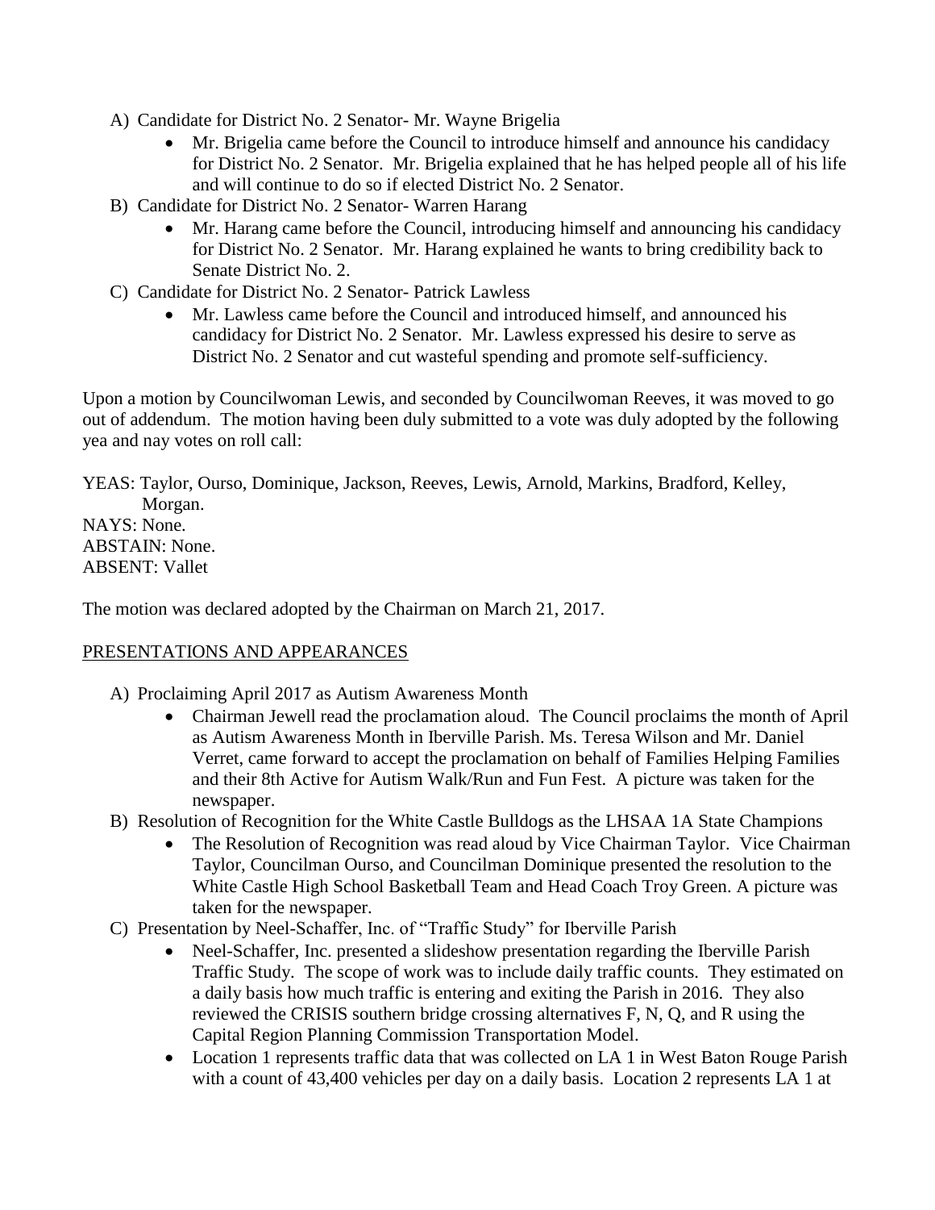A) Candidate for District No. 2 Senator- Mr. Wayne Brigelia
   - Mr. Brigelia came before the Council to introduce himself and announce his candidacy for District No. 2 Senator. Mr. Brigelia explained that he has helped people all of his life and will continue to do so if elected District No. 2 Senator.

B) Candidate for District No. 2 Senator- Warren Harang
   - Mr. Harang came before the Council, introducing himself and announcing his candidacy for District No. 2 Senator. Mr. Harang explained he wants to bring credibility back to Senate District No. 2.

C) Candidate for District No. 2 Senator- Patrick Lawless
   - Mr. Lawless came before the Council and introduced himself, and announced his candidacy for District No. 2 Senator. Mr. Lawless expressed his desire to serve as District No. 2 Senator and cut wasteful spending and promote self-sufficiency.

Upon a motion by Councilwoman Lewis, and seconded by Councilwoman Reeves, it was moved to go out of addendum. The motion having been duly submitted to a vote was duly adopted by the following yea and nay votes on roll call:

YEAS: Taylor, Ourso, Dominique, Jackson, Reeves, Lewis, Arnold, Markins, Bradford, Kelley, Morgan.
NAYS: None.
ABSTAIN: None.
ABSENT: Vallet

The motion was declared adopted by the Chairman on March 21, 2017.

PRESENTATIONS AND APPEARANCES

A) Proclaiming April 2017 as Autism Awareness Month
   - Chairman Jewell read the proclamation aloud. The Council proclaims the month of April as Autism Awareness Month in Iberville Parish. Ms. Teresa Wilson and Mr. Daniel Verret, came forward to accept the proclamation on behalf of Families Helping Families and their 8th Active for Autism Walk/Run and Fun Fest. A picture was taken for the newspaper.

B) Resolution of Recognition for the White Castle Bulldogs as the LHSAA 1A State Champions
   - The Resolution of Recognition was read aloud by Vice Chairman Taylor. Vice Chairman Taylor, Councilman Ourso, and Councilman Dominique presented the resolution to the White Castle High School Basketball Team and Head Coach Troy Green. A picture was taken for the newspaper.

C) Presentation by Neel-Schaffer, Inc. of "Traffic Study" for Iberville Parish
   - Neel-Schaffer, Inc. presented a slideshow presentation regarding the Iberville Parish Traffic Study. The scope of work was to include daily traffic counts. They estimated on a daily basis how much traffic is entering and exiting the Parish in 2016. They also reviewed the CRISIS southern bridge crossing alternatives F, N, Q, and R using the Capital Region Planning Commission Transportation Model.
   - Location 1 represents traffic data that was collected on LA 1 in West Baton Rouge Parish with a count of 43,400 vehicles per day on a daily basis. Location 2 represents LA 1 at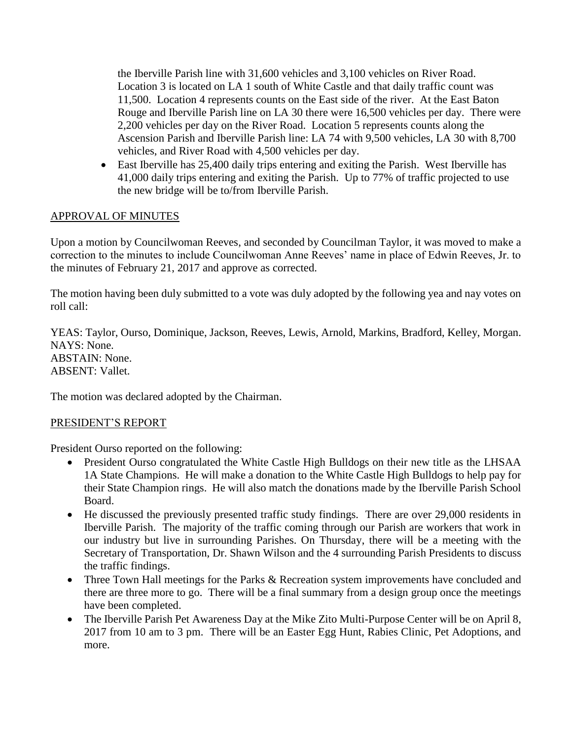the Iberville Parish line with 31,600 vehicles and 3,100 vehicles on River Road. Location 3 is located on LA 1 south of White Castle and that daily traffic count was 11,500. Location 4 represents counts on the East side of the river. At the East Baton Rouge and Iberville Parish line on LA 30 there were 16,500 vehicles per day. There were 2,200 vehicles per day on the River Road. Location 5 represents counts along the Ascension Parish and Iberville Parish line: LA 74 with 9,500 vehicles, LA 30 with 8,700 vehicles, and River Road with 4,500 vehicles per day.

- East Iberville has 25,400 daily trips entering and exiting the Parish. West Iberville has 41,000 daily trips entering and exiting the Parish. Up to 77% of traffic projected to use the new bridge will be to/from Iberville Parish.

## APPROVAL OF MINUTES

Upon a motion by Councilwoman Reeves, and seconded by Councilman Taylor, it was moved to make a correction to the minutes to include Councilwoman Anne Reeves' name in place of Edwin Reeves, Jr. to the minutes of February 21, 2017 and approve as corrected.

The motion having been duly submitted to a vote was duly adopted by the following yea and nay votes on roll call:

YEAS: Taylor, Ourso, Dominique, Jackson, Reeves, Lewis, Arnold, Markins, Bradford, Kelley, Morgan.
NAYS: None.
ABSTAIN: None.
ABSENT: Vallet.

The motion was declared adopted by the Chairman.

## PRESIDENT'S REPORT

President Ourso reported on the following:

- President Ourso congratulated the White Castle High Bulldogs on their new title as the LHSAA 1A State Champions. He will make a donation to the White Castle High Bulldogs to help pay for their State Champion rings. He will also match the donations made by the Iberville Parish School Board.
- He discussed the previously presented traffic study findings. There are over 29,000 residents in Iberville Parish. The majority of the traffic coming through our Parish are workers that work in our industry but live in surrounding Parishes. On Thursday, there will be a meeting with the Secretary of Transportation, Dr. Shawn Wilson and the 4 surrounding Parish Presidents to discuss the traffic findings.
- Three Town Hall meetings for the Parks & Recreation system improvements have concluded and there are three more to go. There will be a final summary from a design group once the meetings have been completed.
- The Iberville Parish Pet Awareness Day at the Mike Zito Multi-Purpose Center will be on April 8, 2017 from 10 am to 3 pm. There will be an Easter Egg Hunt, Rabies Clinic, Pet Adoptions, and more.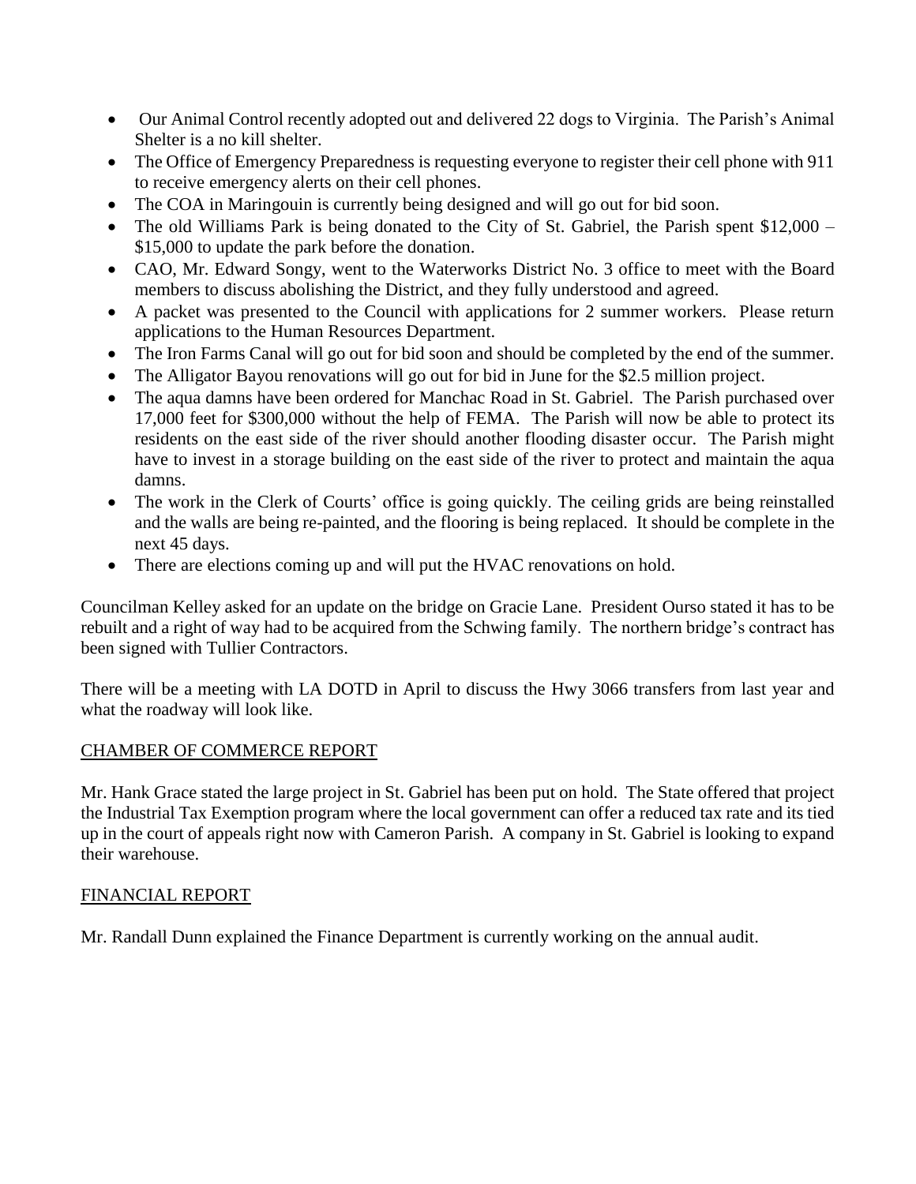- Our Animal Control recently adopted out and delivered 22 dogs to Virginia. The Parish's Animal Shelter is a no kill shelter.
- The Office of Emergency Preparedness is requesting everyone to register their cell phone with 911 to receive emergency alerts on their cell phones.
- The COA in Maringouin is currently being designed and will go out for bid soon.
- The old Williams Park is being donated to the City of St. Gabriel, the Parish spent $12,000 – $15,000 to update the park before the donation.
- CAO, Mr. Edward Songy, went to the Waterworks District No. 3 office to meet with the Board members to discuss abolishing the District, and they fully understood and agreed.
- A packet was presented to the Council with applications for 2 summer workers. Please return applications to the Human Resources Department.
- The Iron Farms Canal will go out for bid soon and should be completed by the end of the summer.
- The Alligator Bayou renovations will go out for bid in June for the $2.5 million project.
- The aqua damns have been ordered for Manchac Road in St. Gabriel. The Parish purchased over 17,000 feet for $300,000 without the help of FEMA. The Parish will now be able to protect its residents on the east side of the river should another flooding disaster occur. The Parish might have to invest in a storage building on the east side of the river to protect and maintain the aqua damns.
- The work in the Clerk of Courts' office is going quickly. The ceiling grids are being reinstalled and the walls are being re-painted, and the flooring is being replaced. It should be complete in the next 45 days.
- There are elections coming up and will put the HVAC renovations on hold.

Councilman Kelley asked for an update on the bridge on Gracie Lane. President Ourso stated it has to be rebuilt and a right of way had to be acquired from the Schwing family. The northern bridge's contract has been signed with Tullier Contractors.

There will be a meeting with LA DOTD in April to discuss the Hwy 3066 transfers from last year and what the roadway will look like.

## CHAMBER OF COMMERCE REPORT

Mr. Hank Grace stated the large project in St. Gabriel has been put on hold. The State offered that project the Industrial Tax Exemption program where the local government can offer a reduced tax rate and its tied up in the court of appeals right now with Cameron Parish. A company in St. Gabriel is looking to expand their warehouse.

## FINANCIAL REPORT

Mr. Randall Dunn explained the Finance Department is currently working on the annual audit.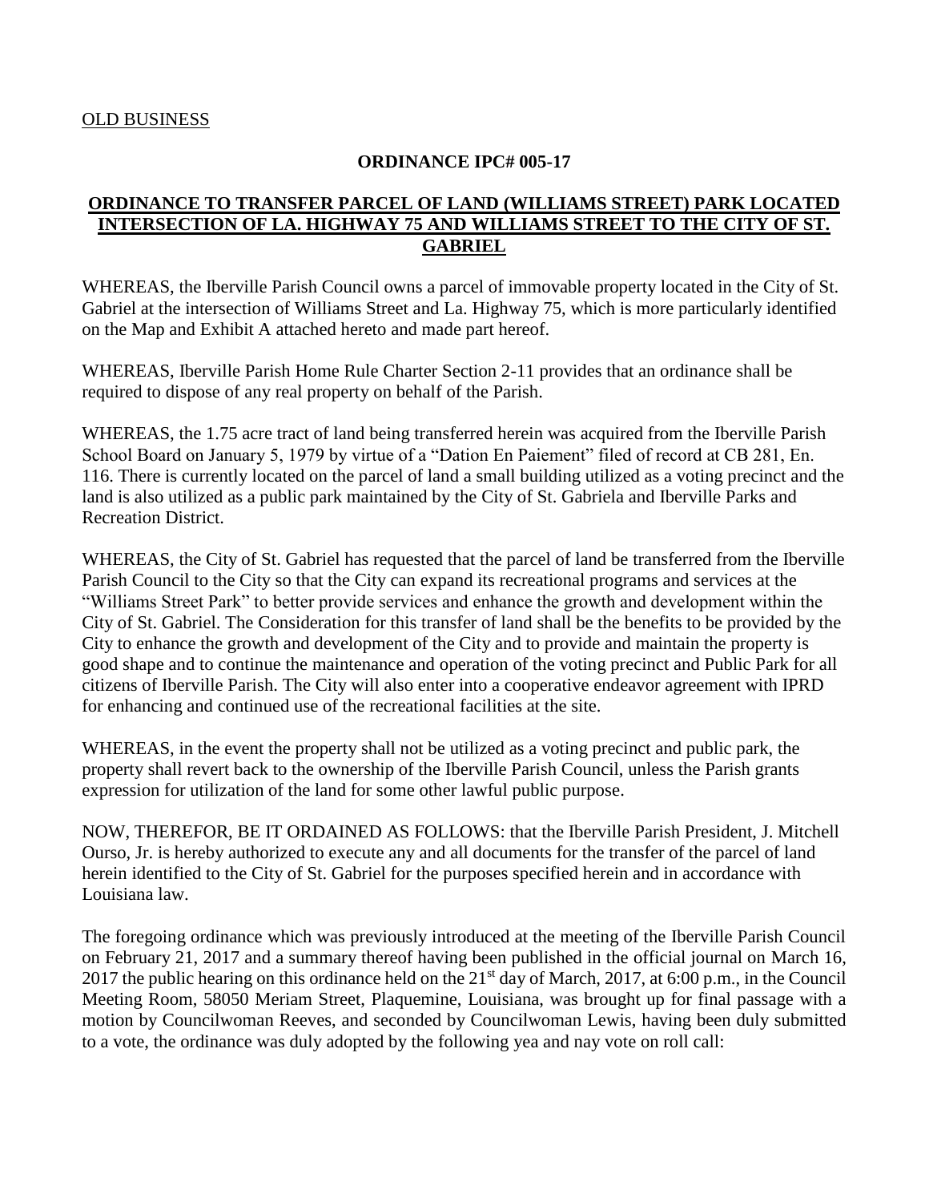OLD BUSINESS

**ORDINANCE IPC# 005-17**

**ORDINANCE TO TRANSFER PARCEL OF LAND (WILLIAMS STREET) PARK LOCATED INTERSECTION OF LA. HIGHWAY 75 AND WILLIAMS STREET TO THE CITY OF ST. GABRIEL**

WHEREAS, the Iberville Parish Council owns a parcel of immovable property located in the City of St. Gabriel at the intersection of Williams Street and La. Highway 75, which is more particularly identified on the Map and Exhibit A attached hereto and made part hereof.

WHEREAS, Iberville Parish Home Rule Charter Section 2-11 provides that an ordinance shall be required to dispose of any real property on behalf of the Parish.

WHEREAS, the 1.75 acre tract of land being transferred herein was acquired from the Iberville Parish School Board on January 5, 1979 by virtue of a "Dation En Paiement" filed of record at CB 281, En. 116. There is currently located on the parcel of land a small building utilized as a voting precinct and the land is also utilized as a public park maintained by the City of St. Gabriela and Iberville Parks and Recreation District.

WHEREAS, the City of St. Gabriel has requested that the parcel of land be transferred from the Iberville Parish Council to the City so that the City can expand its recreational programs and services at the "Williams Street Park" to better provide services and enhance the growth and development within the City of St. Gabriel. The Consideration for this transfer of land shall be the benefits to be provided by the City to enhance the growth and development of the City and to provide and maintain the property is good shape and to continue the maintenance and operation of the voting precinct and Public Park for all citizens of Iberville Parish. The City will also enter into a cooperative endeavor agreement with IPRD for enhancing and continued use of the recreational facilities at the site.

WHEREAS, in the event the property shall not be utilized as a voting precinct and public park, the property shall revert back to the ownership of the Iberville Parish Council, unless the Parish grants expression for utilization of the land for some other lawful public purpose.

NOW, THEREFOR, BE IT ORDAINED AS FOLLOWS: that the Iberville Parish President, J. Mitchell Ourso, Jr. is hereby authorized to execute any and all documents for the transfer of the parcel of land herein identified to the City of St. Gabriel for the purposes specified herein and in accordance with Louisiana law.

The foregoing ordinance which was previously introduced at the meeting of the Iberville Parish Council on February 21, 2017 and a summary thereof having been published in the official journal on March 16, 2017 the public hearing on this ordinance held on the 21st day of March, 2017, at 6:00 p.m., in the Council Meeting Room, 58050 Meriam Street, Plaquemine, Louisiana, was brought up for final passage with a motion by Councilwoman Reeves, and seconded by Councilwoman Lewis, having been duly submitted to a vote, the ordinance was duly adopted by the following yea and nay vote on roll call: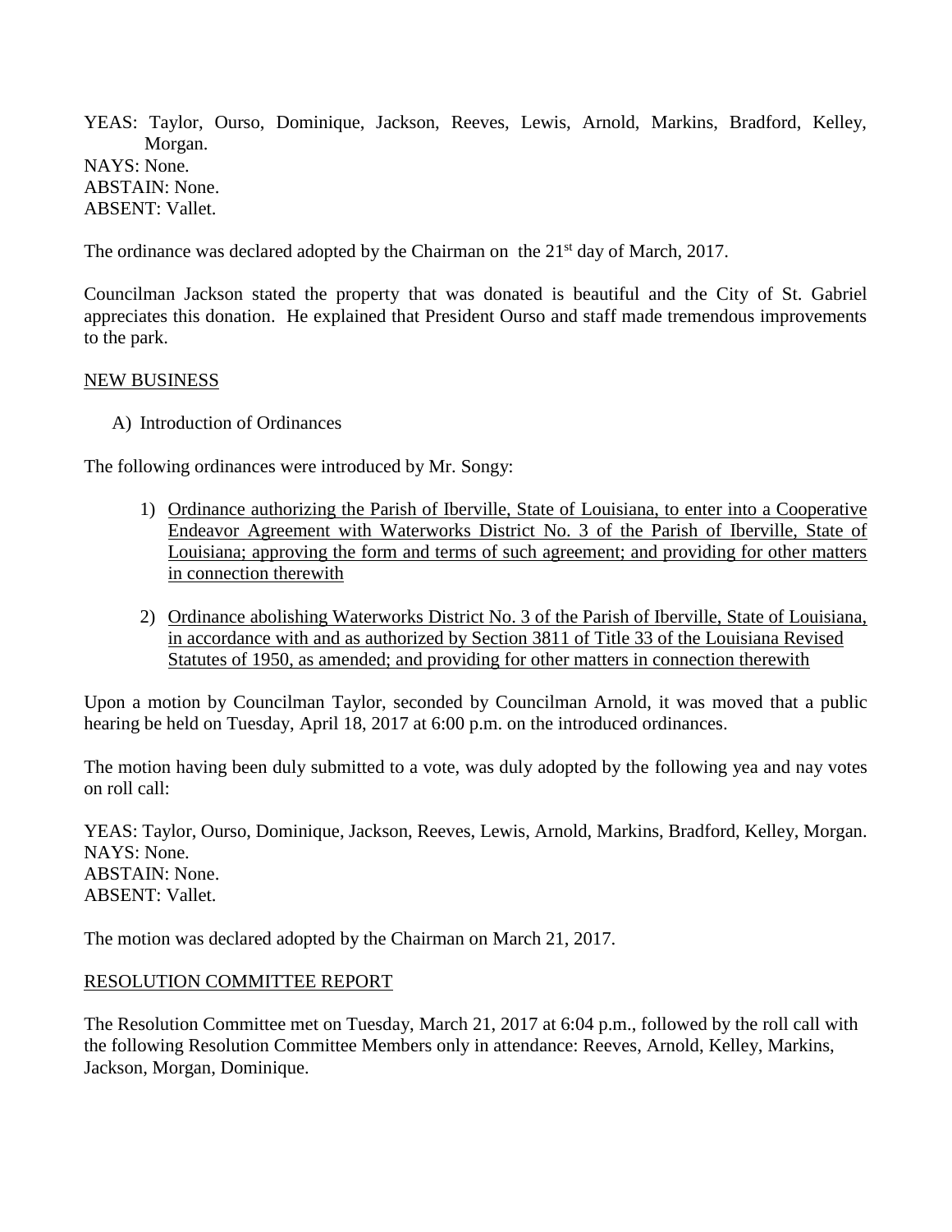YEAS: Taylor, Ourso, Dominique, Jackson, Reeves, Lewis, Arnold, Markins, Bradford, Kelley, Morgan.
NAYS: None.
ABSTAIN: None.
ABSENT: Vallet.

The ordinance was declared adopted by the Chairman on the 21st day of March, 2017.

Councilman Jackson stated the property that was donated is beautiful and the City of St. Gabriel appreciates this donation. He explained that President Ourso and staff made tremendous improvements to the park.

NEW BUSINESS

A) Introduction of Ordinances

The following ordinances were introduced by Mr. Songy:

1) Ordinance authorizing the Parish of Iberville, State of Louisiana, to enter into a Cooperative Endeavor Agreement with Waterworks District No. 3 of the Parish of Iberville, State of Louisiana; approving the form and terms of such agreement; and providing for other matters in connection therewith

2) Ordinance abolishing Waterworks District No. 3 of the Parish of Iberville, State of Louisiana, in accordance with and as authorized by Section 3811 of Title 33 of the Louisiana Revised Statutes of 1950, as amended; and providing for other matters in connection therewith

Upon a motion by Councilman Taylor, seconded by Councilman Arnold, it was moved that a public hearing be held on Tuesday, April 18, 2017 at 6:00 p.m. on the introduced ordinances.

The motion having been duly submitted to a vote, was duly adopted by the following yea and nay votes on roll call:

YEAS: Taylor, Ourso, Dominique, Jackson, Reeves, Lewis, Arnold, Markins, Bradford, Kelley, Morgan.
NAYS: None.
ABSTAIN: None.
ABSENT: Vallet.

The motion was declared adopted by the Chairman on March 21, 2017.

RESOLUTION COMMITTEE REPORT

The Resolution Committee met on Tuesday, March 21, 2017 at 6:04 p.m., followed by the roll call with the following Resolution Committee Members only in attendance: Reeves, Arnold, Kelley, Markins, Jackson, Morgan, Dominique.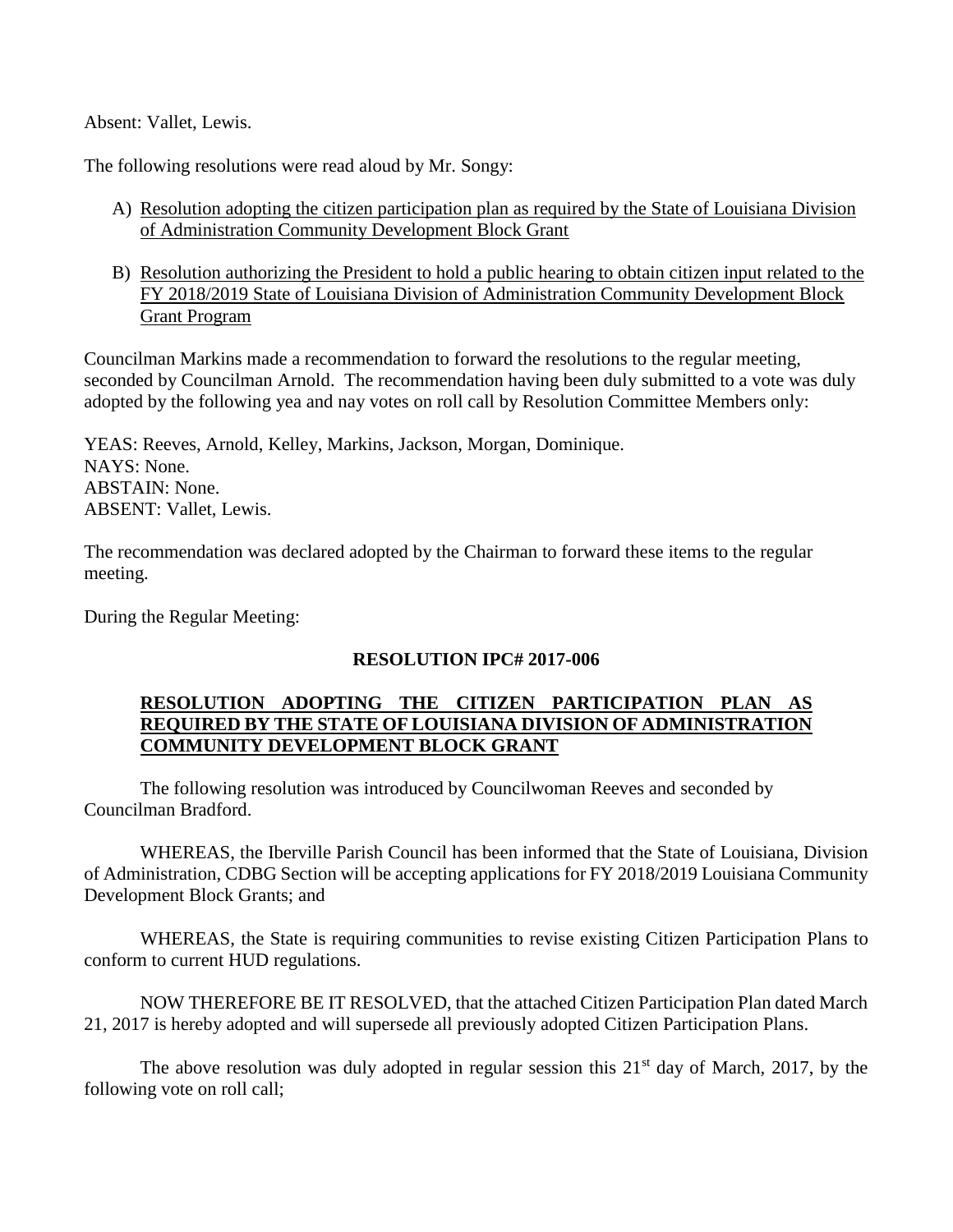Absent: Vallet, Lewis.

The following resolutions were read aloud by Mr. Songy:

A) Resolution adopting the citizen participation plan as required by the State of Louisiana Division of Administration Community Development Block Grant

B) Resolution authorizing the President to hold a public hearing to obtain citizen input related to the FY 2018/2019 State of Louisiana Division of Administration Community Development Block Grant Program

Councilman Markins made a recommendation to forward the resolutions to the regular meeting, seconded by Councilman Arnold. The recommendation having been duly submitted to a vote was duly adopted by the following yea and nay votes on roll call by Resolution Committee Members only:

YEAS: Reeves, Arnold, Kelley, Markins, Jackson, Morgan, Dominique.
NAYS: None.
ABSTAIN: None.
ABSENT: Vallet, Lewis.

The recommendation was declared adopted by the Chairman to forward these items to the regular meeting.

During the Regular Meeting:

**RESOLUTION IPC# 2017-006**

**RESOLUTION ADOPTING THE CITIZEN PARTICIPATION PLAN AS REQUIRED BY THE STATE OF LOUISIANA DIVISION OF ADMINISTRATION COMMUNITY DEVELOPMENT BLOCK GRANT**

The following resolution was introduced by Councilwoman Reeves and seconded by Councilman Bradford.

WHEREAS, the Iberville Parish Council has been informed that the State of Louisiana, Division of Administration, CDBG Section will be accepting applications for FY 2018/2019 Louisiana Community Development Block Grants; and

WHEREAS, the State is requiring communities to revise existing Citizen Participation Plans to conform to current HUD regulations.

NOW THEREFORE BE IT RESOLVED, that the attached Citizen Participation Plan dated March 21, 2017 is hereby adopted and will supersede all previously adopted Citizen Participation Plans.

The above resolution was duly adopted in regular session this 21st day of March, 2017, by the following vote on roll call;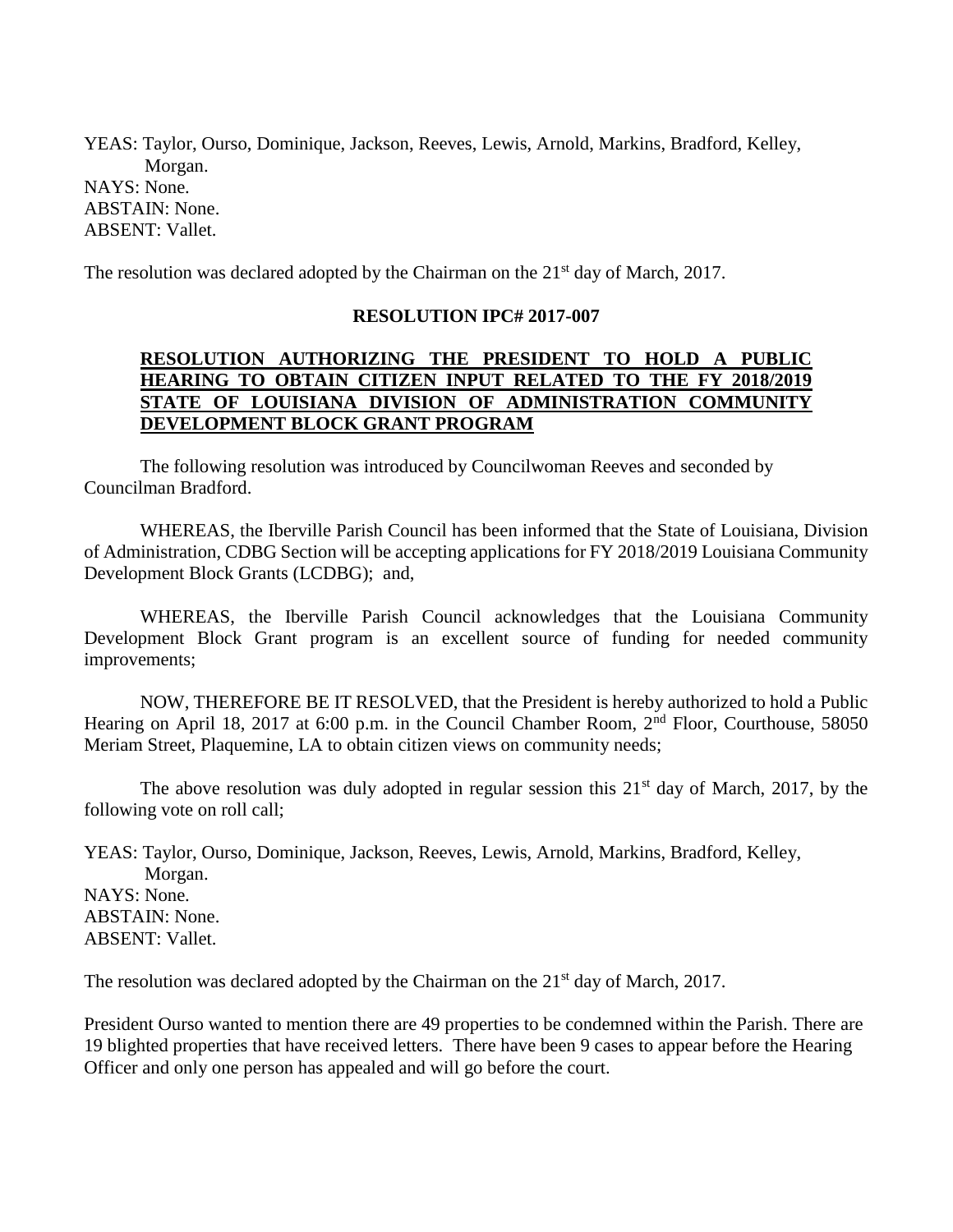YEAS: Taylor, Ourso, Dominique, Jackson, Reeves, Lewis, Arnold, Markins, Bradford, Kelley, Morgan.
NAYS: None.
ABSTAIN: None.
ABSENT: Vallet.

The resolution was declared adopted by the Chairman on the 21st day of March, 2017.

**RESOLUTION IPC# 2017-007**

**RESOLUTION AUTHORIZING THE PRESIDENT TO HOLD A PUBLIC HEARING TO OBTAIN CITIZEN INPUT RELATED TO THE FY 2018/2019 STATE OF LOUISIANA DIVISION OF ADMINISTRATION COMMUNITY DEVELOPMENT BLOCK GRANT PROGRAM**

The following resolution was introduced by Councilwoman Reeves and seconded by Councilman Bradford.

WHEREAS, the Iberville Parish Council has been informed that the State of Louisiana, Division of Administration, CDBG Section will be accepting applications for FY 2018/2019 Louisiana Community Development Block Grants (LCDBG); and,

WHEREAS, the Iberville Parish Council acknowledges that the Louisiana Community Development Block Grant program is an excellent source of funding for needed community improvements;

NOW, THEREFORE BE IT RESOLVED, that the President is hereby authorized to hold a Public Hearing on April 18, 2017 at 6:00 p.m. in the Council Chamber Room, 2nd Floor, Courthouse, 58050 Meriam Street, Plaquemine, LA to obtain citizen views on community needs;

The above resolution was duly adopted in regular session this 21st day of March, 2017, by the following vote on roll call;

YEAS: Taylor, Ourso, Dominique, Jackson, Reeves, Lewis, Arnold, Markins, Bradford, Kelley, Morgan.
NAYS: None.
ABSTAIN: None.
ABSENT: Vallet.

The resolution was declared adopted by the Chairman on the 21st day of March, 2017.

President Ourso wanted to mention there are 49 properties to be condemned within the Parish. There are 19 blighted properties that have received letters. There have been 9 cases to appear before the Hearing Officer and only one person has appealed and will go before the court.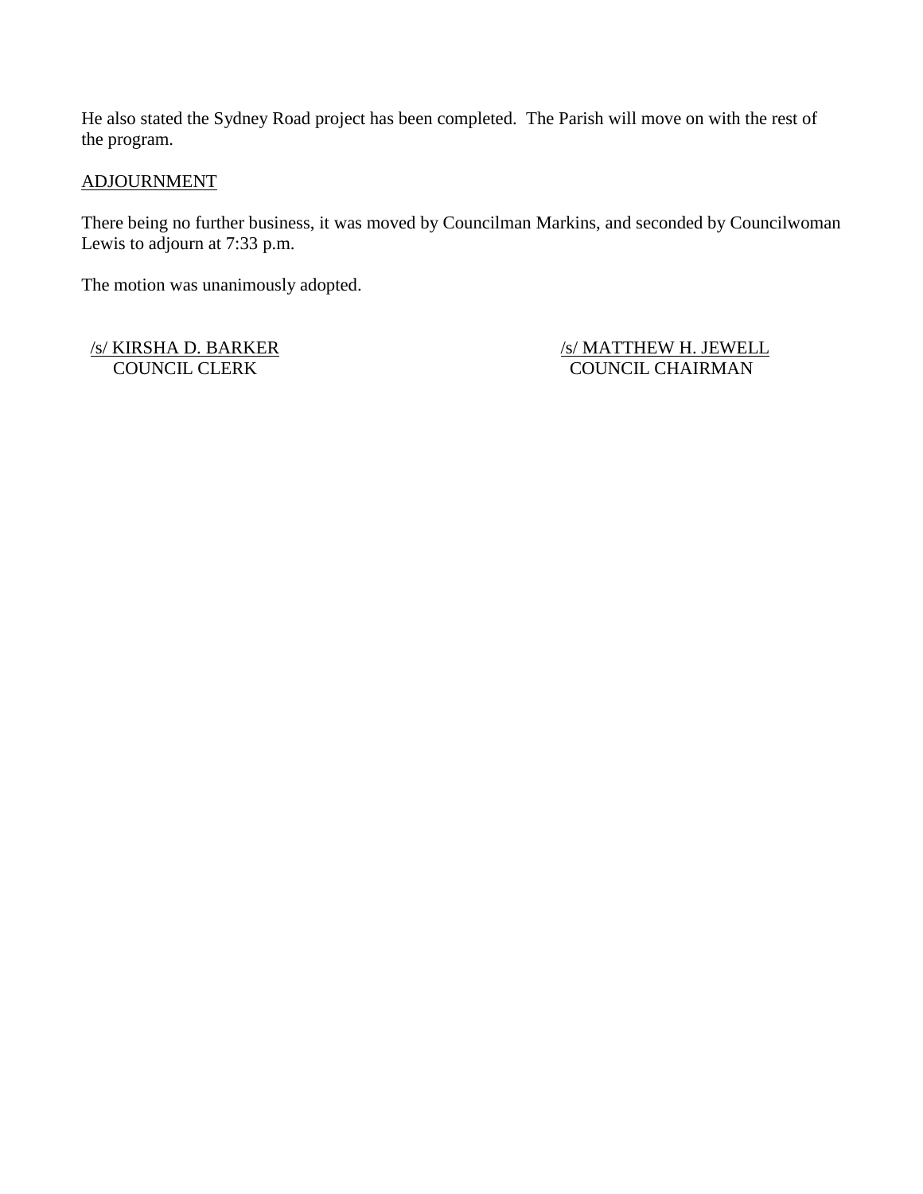He also stated the Sydney Road project has been completed. The Parish will move on with the rest of the program.

ADJOURNMENT

There being no further business, it was moved by Councilman Markins, and seconded by Councilwoman Lewis to adjourn at 7:33 p.m.

The motion was unanimously adopted.

/s/ KIRSHA D. BARKER
COUNCIL CLERK

/s/ MATTHEW H. JEWELL
COUNCIL CHAIRMAN